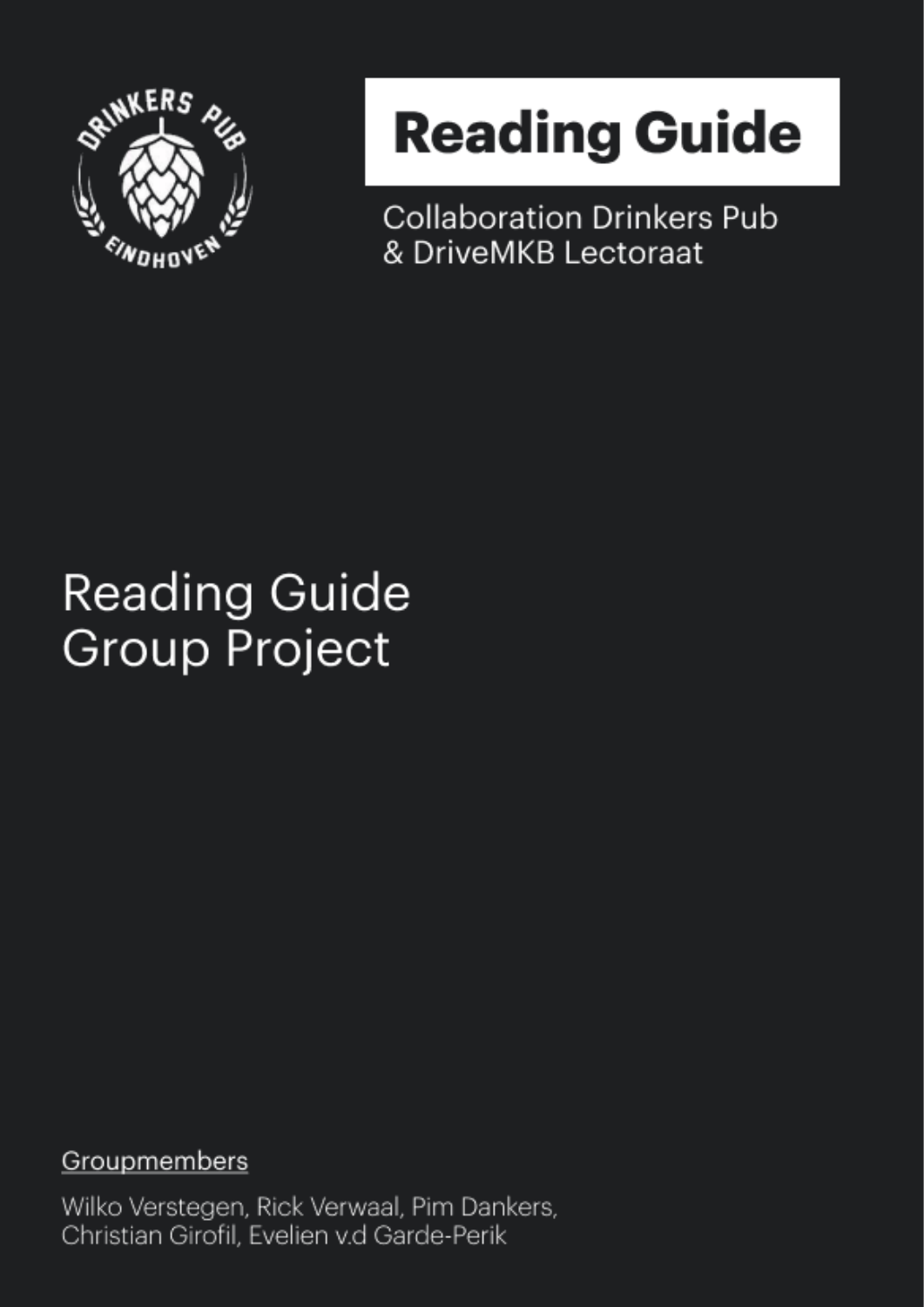# Reading Guide

Collaboration Drinkers Pub
& DriveMKB Lectoraat

## Reading Guide
## Group Project

Groupmembers

Wilko Verstegen, Rick Verwaal, Pim Dankers,
Christian Girofil, Evelien v.d Garde-Perik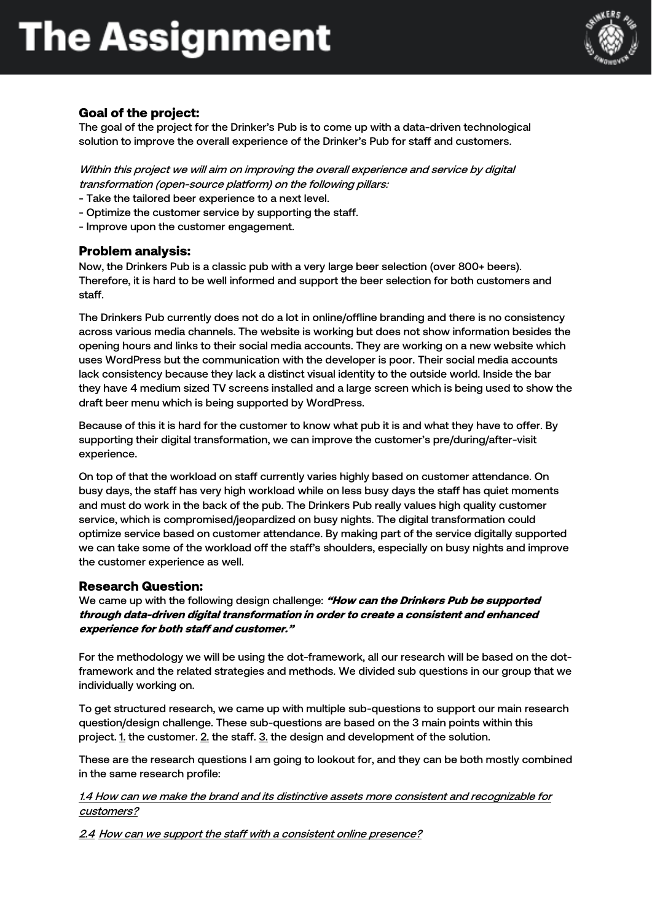# The Assignment

### Goal of the project:

The goal of the project for the Drinker's Pub is to come up with a data-driven technological solution to improve the overall experience of the Drinker's Pub for staff and customers.

*Within this project we will aim on improving the overall experience and service by digital transformation (open-source platform) on the following pillars:*

- Take the tailored beer experience to a next level.
- Optimize the customer service by supporting the staff.
- Improve upon the customer engagement.

### Problem analysis:

Now, the Drinkers Pub is a classic pub with a very large beer selection (over 800+ beers). Therefore, it is hard to be well informed and support the beer selection for both customers and staff.

The Drinkers Pub currently does not do a lot in online/offline branding and there is no consistency across various media channels. The website is working but does not show information besides the opening hours and links to their social media accounts. They are working on a new website which uses WordPress but the communication with the developer is poor. Their social media accounts lack consistency because they lack a distinct visual identity to the outside world. Inside the bar they have 4 medium sized TV screens installed and a large screen which is being used to show the draft beer menu which is being supported by WordPress.

Because of this it is hard for the customer to know what pub it is and what they have to offer. By supporting their digital transformation, we can improve the customer's pre/during/after-visit experience.

On top of that the workload on staff currently varies highly based on customer attendance. On busy days, the staff has very high workload while on less busy days the staff has quiet moments and must do work in the back of the pub. The Drinkers Pub really values high quality customer service, which is compromised/jeopardized on busy nights. The digital transformation could optimize service based on customer attendance. By making part of the service digitally supported we can take some of the workload off the staff's shoulders, especially on busy nights and improve the customer experience as well.

### Research Question:

We came up with the following design challenge: ***"How can the Drinkers Pub be supported through data-driven digital transformation in order to create a consistent and enhanced experience for both staff and customer."***

For the methodology we will be using the dot-framework, all our research will be based on the dot-framework and the related strategies and methods. We divided sub questions in our group that we individually working on.

To get structured research, we came up with multiple sub-questions to support our main research question/design challenge. These sub-questions are based on the 3 main points within this project. 1. the customer. 2. the staff. 3. the design and development of the solution.

These are the research questions I am going to lookout for, and they can be both mostly combined in the same research profile:

*1.4 How can we make the brand and its distinctive assets more consistent and recognizable for customers?*

*2.4 How can we support the staff with a consistent online presence?*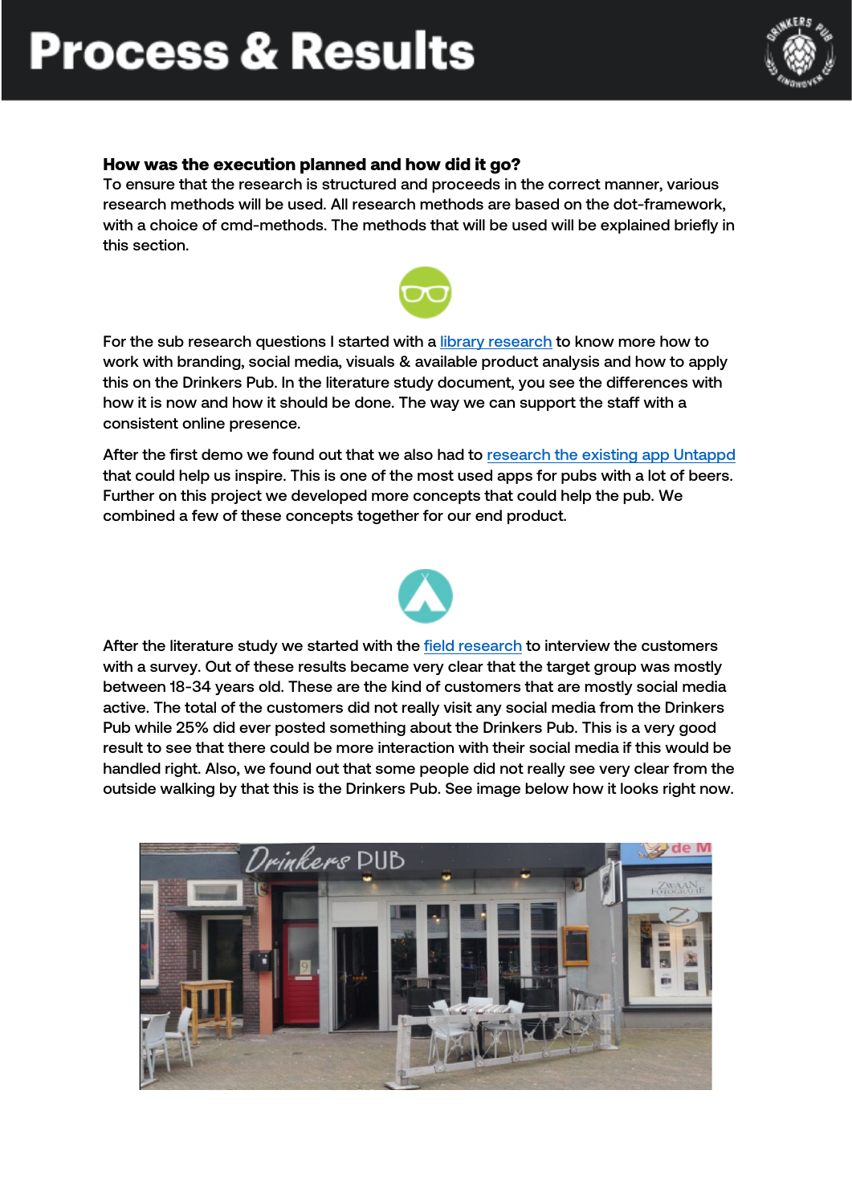# Process & Results

**How was the execution planned and how did it go?**

To ensure that the research is structured and proceeds in the correct manner, various research methods will be used. All research methods are based on the dot-framework, with a choice of cmd-methods. The methods that will be used will be explained briefly in this section.

For the sub research questions I started with a library research to know more how to work with branding, social media, visuals & available product analysis and how to apply this on the Drinkers Pub. In the literature study document, you see the differences with how it is now and how it should be done. The way we can support the staff with a consistent online presence.

After the first demo we found out that we also had to research the existing app Untappd that could help us inspire. This is one of the most used apps for pubs with a lot of beers. Further on this project we developed more concepts that could help the pub. We combined a few of these concepts together for our end product.

After the literature study we started with the field research to interview the customers with a survey. Out of these results became very clear that the target group was mostly between 18-34 years old. These are the kind of customers that are mostly social media active. The total of the customers did not really visit any social media from the Drinkers Pub while 25% did ever posted something about the Drinkers Pub. This is a very good result to see that there could be more interaction with their social media if this would be handled right. Also, we found out that some people did not really see very clear from the outside walking by that this is the Drinkers Pub. See image below how it looks right now.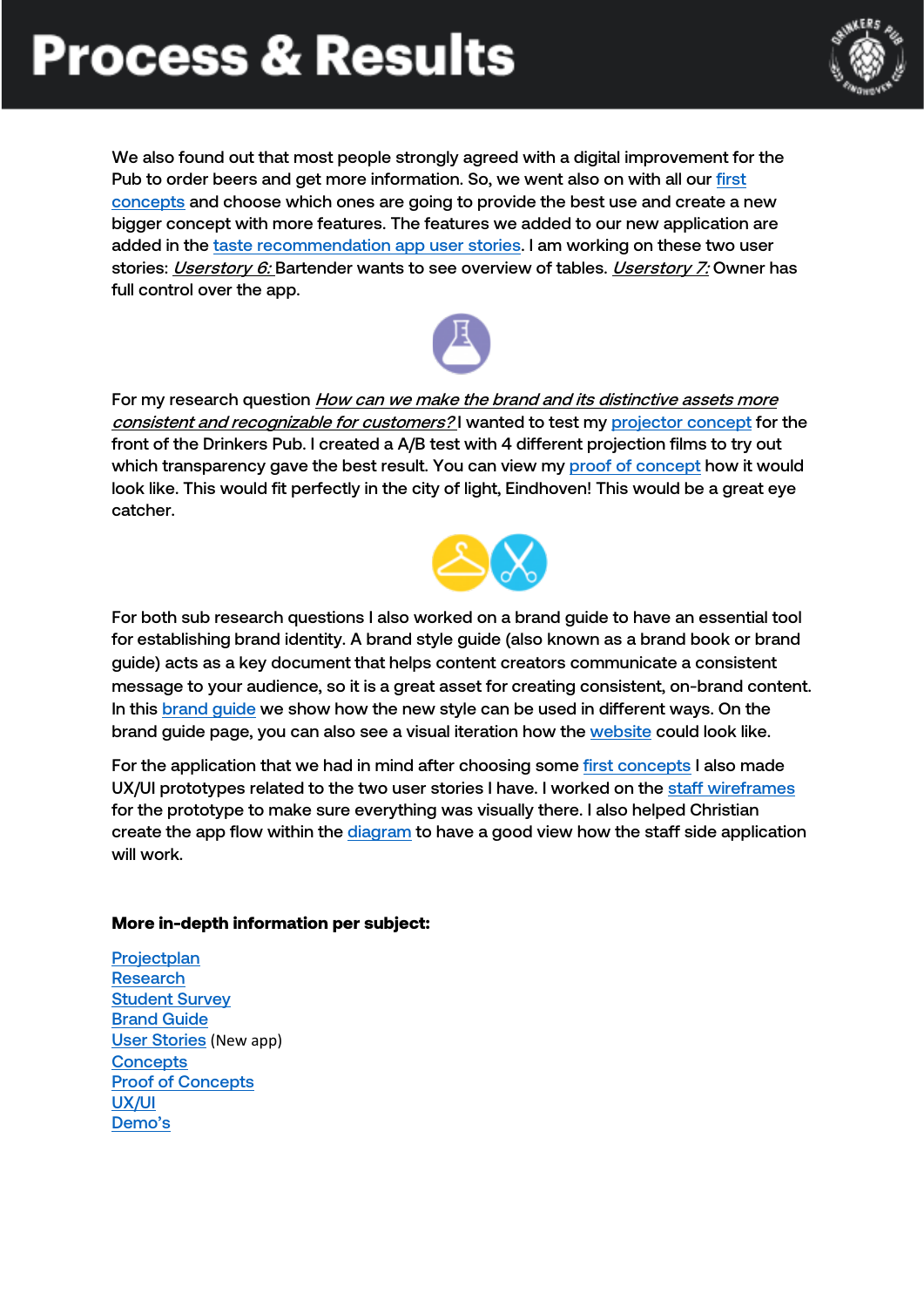# Process & Results

We also found out that most people strongly agreed with a digital improvement for the Pub to order beers and get more information. So, we went also on with all our first concepts and choose which ones are going to provide the best use and create a new bigger concept with more features. The features we added to our new application are added in the taste recommendation app user stories. I am working on these two user stories: *Userstory 6:* Bartender wants to see overview of tables. *Userstory 7:* Owner has full control over the app.

For my research question *How can we make the brand and its distinctive assets more consistent and recognizable for customers?* I wanted to test my projector concept for the front of the Drinkers Pub. I created a A/B test with 4 different projection films to try out which transparency gave the best result. You can view my proof of concept how it would look like. This would fit perfectly in the city of light, Eindhoven! This would be a great eye catcher.

For both sub research questions I also worked on a brand guide to have an essential tool for establishing brand identity. A brand style guide (also known as a brand book or brand guide) acts as a key document that helps content creators communicate a consistent message to your audience, so it is a great asset for creating consistent, on-brand content. In this brand guide we show how the new style can be used in different ways. On the brand guide page, you can also see a visual iteration how the website could look like.

For the application that we had in mind after choosing some first concepts I also made UX/UI prototypes related to the two user stories I have. I worked on the staff wireframes for the prototype to make sure everything was visually there. I also helped Christian create the app flow within the diagram to have a good view how the staff side application will work.

**More in-depth information per subject:**

Projectplan
Research
Student Survey
Brand Guide
User Stories (New app)
Concepts
Proof of Concepts
UX/UI
Demo's